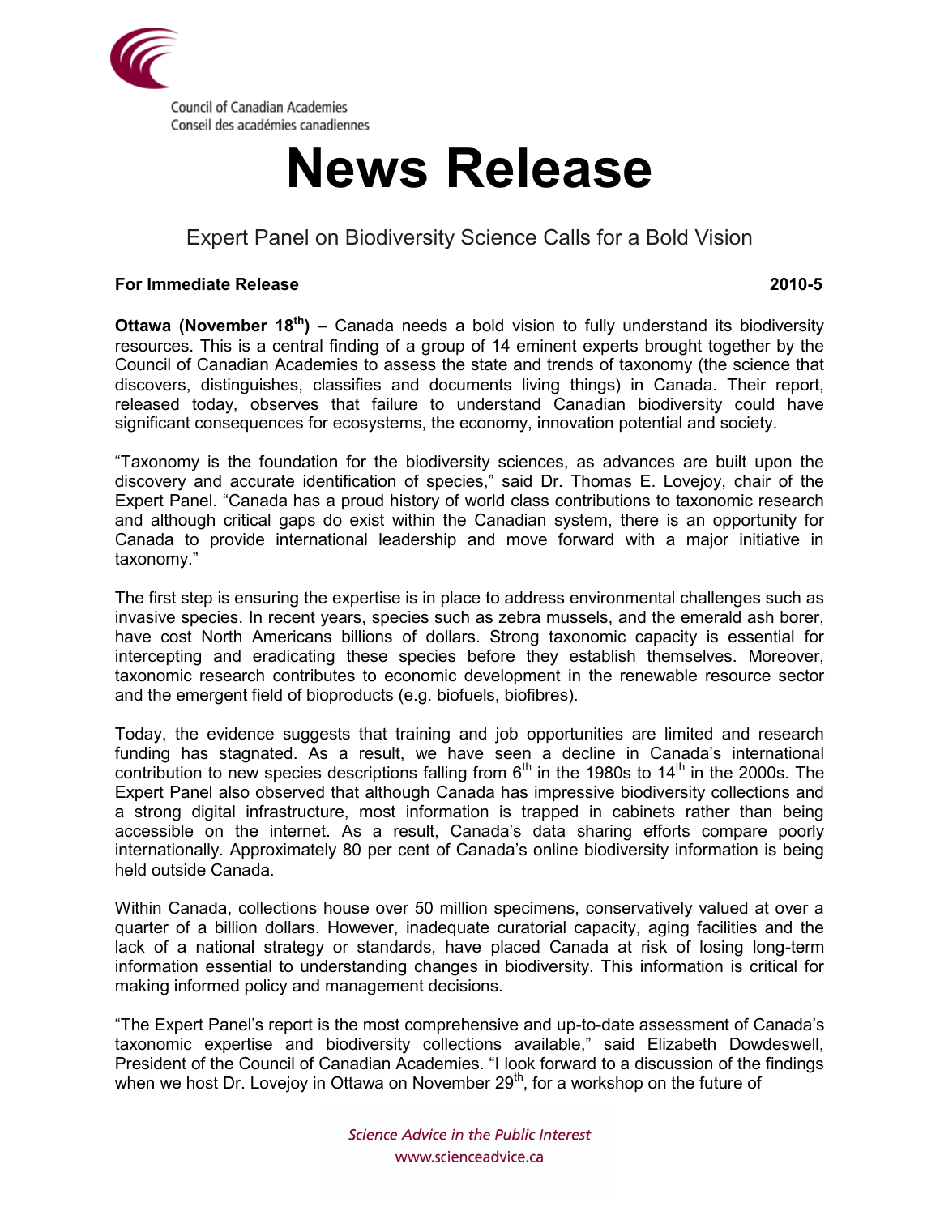Council of Canadian Academies
Conseil des académies canadiennes

# News Release

## Expert Panel on Biodiversity Science Calls for a Bold Vision

**For Immediate Release** **2010-5**

**Ottawa (November 18th)** – Canada needs a bold vision to fully understand its biodiversity resources. This is a central finding of a group of 14 eminent experts brought together by the Council of Canadian Academies to assess the state and trends of taxonomy (the science that discovers, distinguishes, classifies and documents living things) in Canada. Their report, released today, observes that failure to understand Canadian biodiversity could have significant consequences for ecosystems, the economy, innovation potential and society.

"Taxonomy is the foundation for the biodiversity sciences, as advances are built upon the discovery and accurate identification of species," said Dr. Thomas E. Lovejoy, chair of the Expert Panel. "Canada has a proud history of world class contributions to taxonomic research and although critical gaps do exist within the Canadian system, there is an opportunity for Canada to provide international leadership and move forward with a major initiative in taxonomy."

The first step is ensuring the expertise is in place to address environmental challenges such as invasive species. In recent years, species such as zebra mussels, and the emerald ash borer, have cost North Americans billions of dollars. Strong taxonomic capacity is essential for intercepting and eradicating these species before they establish themselves. Moreover, taxonomic research contributes to economic development in the renewable resource sector and the emergent field of bioproducts (e.g. biofuels, biofibres).

Today, the evidence suggests that training and job opportunities are limited and research funding has stagnated. As a result, we have seen a decline in Canada's international contribution to new species descriptions falling from 6th in the 1980s to 14th in the 2000s. The Expert Panel also observed that although Canada has impressive biodiversity collections and a strong digital infrastructure, most information is trapped in cabinets rather than being accessible on the internet. As a result, Canada's data sharing efforts compare poorly internationally. Approximately 80 per cent of Canada's online biodiversity information is being held outside Canada.

Within Canada, collections house over 50 million specimens, conservatively valued at over a quarter of a billion dollars. However, inadequate curatorial capacity, aging facilities and the lack of a national strategy or standards, have placed Canada at risk of losing long-term information essential to understanding changes in biodiversity. This information is critical for making informed policy and management decisions.

"The Expert Panel's report is the most comprehensive and up-to-date assessment of Canada's taxonomic expertise and biodiversity collections available," said Elizabeth Dowdeswell, President of the Council of Canadian Academies. "I look forward to a discussion of the findings when we host Dr. Lovejoy in Ottawa on November 29th, for a workshop on the future of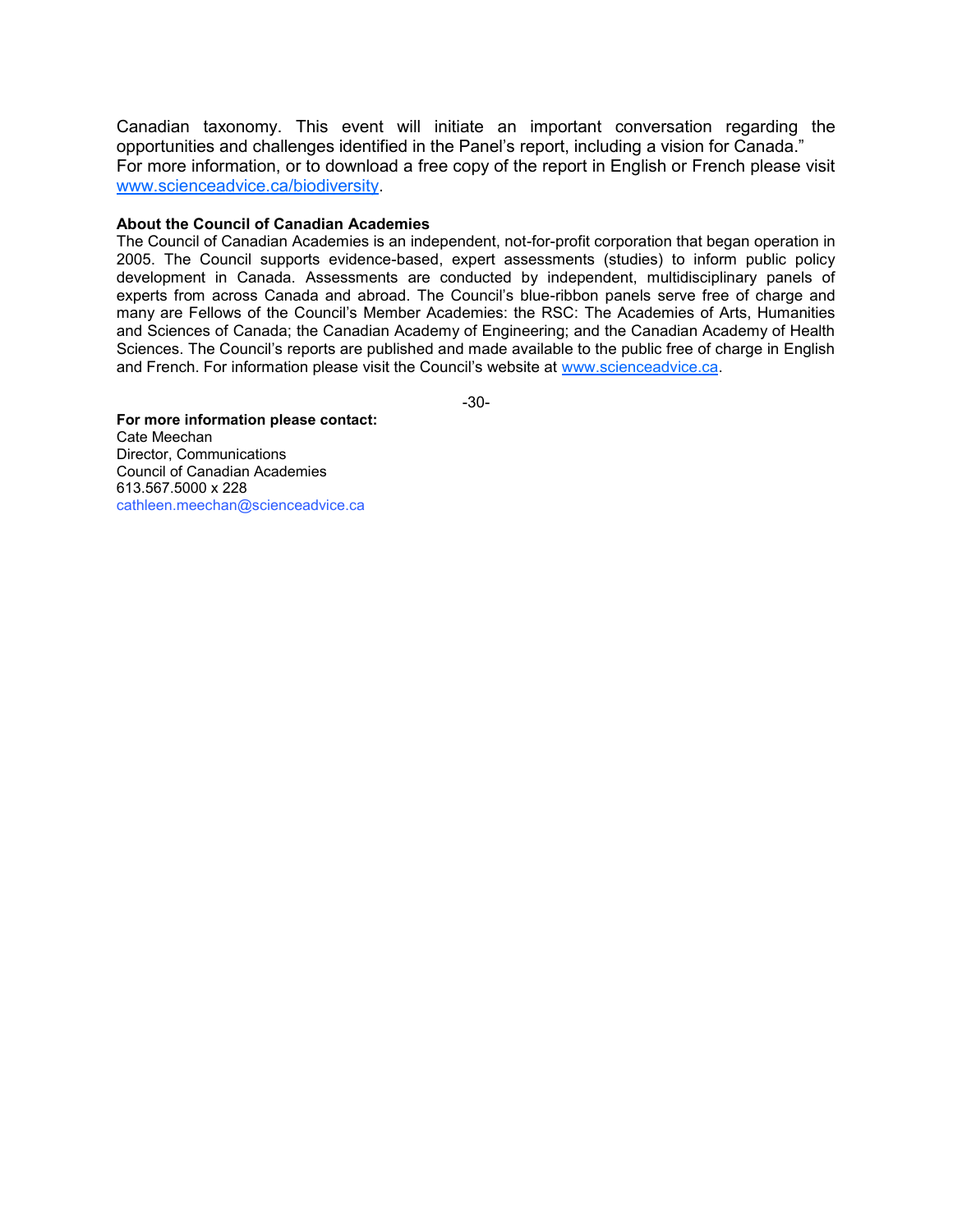Canadian taxonomy. This event will initiate an important conversation regarding the opportunities and challenges identified in the Panel's report, including a vision for Canada."
For more information, or to download a free copy of the report in English or French please visit www.scienceadvice.ca/biodiversity.

**About the Council of Canadian Academies**
The Council of Canadian Academies is an independent, not-for-profit corporation that began operation in 2005. The Council supports evidence-based, expert assessments (studies) to inform public policy development in Canada. Assessments are conducted by independent, multidisciplinary panels of experts from across Canada and abroad. The Council's blue-ribbon panels serve free of charge and many are Fellows of the Council's Member Academies: the RSC: The Academies of Arts, Humanities and Sciences of Canada; the Canadian Academy of Engineering; and the Canadian Academy of Health Sciences. The Council's reports are published and made available to the public free of charge in English and French. For information please visit the Council's website at www.scienceadvice.ca.

-30-

**For more information please contact:**
Cate Meechan
Director, Communications
Council of Canadian Academies
613.567.5000 x 228
cathleen.meechan@scienceadvice.ca